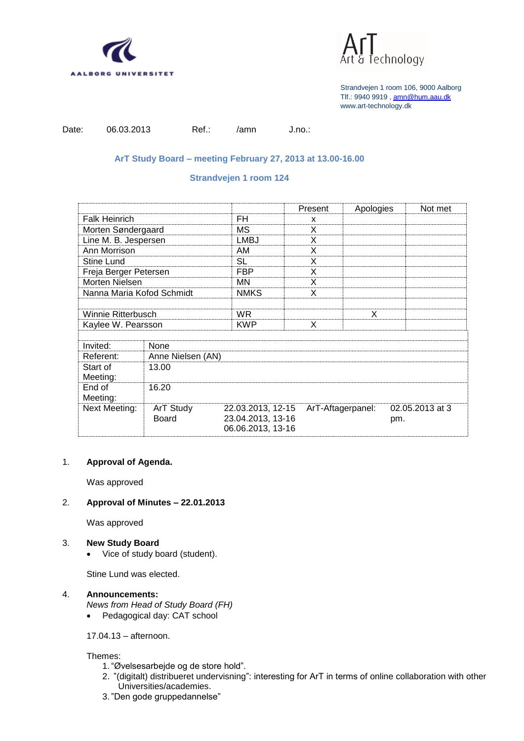AALBORG UNIVERSITET

ArT
Art & Technology

Strandvejen 1 room 106, 9000 Aalborg
Tlf.: 9940 9919 , amn@hum.aau.dk
www.art-technology.dk

Date: 06.03.2013 Ref.: /amn J.no.:

## ArT Study Board – meeting February 27, 2013 at 13.00-16.00

## Strandvejen 1 room 124

| | | Present | Apologies | Not met |
|---|---|---|---|---|
| Falk Heinrich | FH | x | | |
| Morten Søndergaard | MS | X | | |
| Line M. B. Jespersen | LMBJ | X | | |
| Ann Morrison | AM | X | | |
| Stine Lund | SL | X | | |
| Freja Berger Petersen | FBP | X | | |
| Morten Nielsen | MN | X | | |
| Nanna Maria Kofod Schmidt | NMKS | X | | |
| | | | | |
| Winnie Ritterbusch | WR | | X | |
| Kaylee W. Pearsson | KWP | X | | |

| | | | | |
|---|---|---|---|---|
| Invited: | None | | | |
| Referent: | Anne Nielsen (AN) | | | |
| Start of Meeting: | 13.00 | | | |
| End of Meeting: | 16.20 | | | |
| Next Meeting: | ArT Study Board | 22.03.2013, 12-15<br>23.04.2013, 13-16<br>06.06.2013, 13-16 | ArT-Aftagerpanel: | 02.05.2013 at 3 pm. |

1. **Approval of Agenda.**

   Was approved

2. **Approval of Minutes – 22.01.2013**

   Was approved

3. **New Study Board**
   - Vice of study board (student).

   Stine Lund was elected.

4. **Announcements:**
   *News from Head of Study Board (FH)*
   - Pedagogical day: CAT school

   17.04.13 – afternoon.

   Themes:
   1. "Øvelsesarbejde og de store hold".
   2. "(digitalt) distribueret undervisning": interesting for ArT in terms of online collaboration with other Universities/academies.
   3. "Den gode gruppedannelse"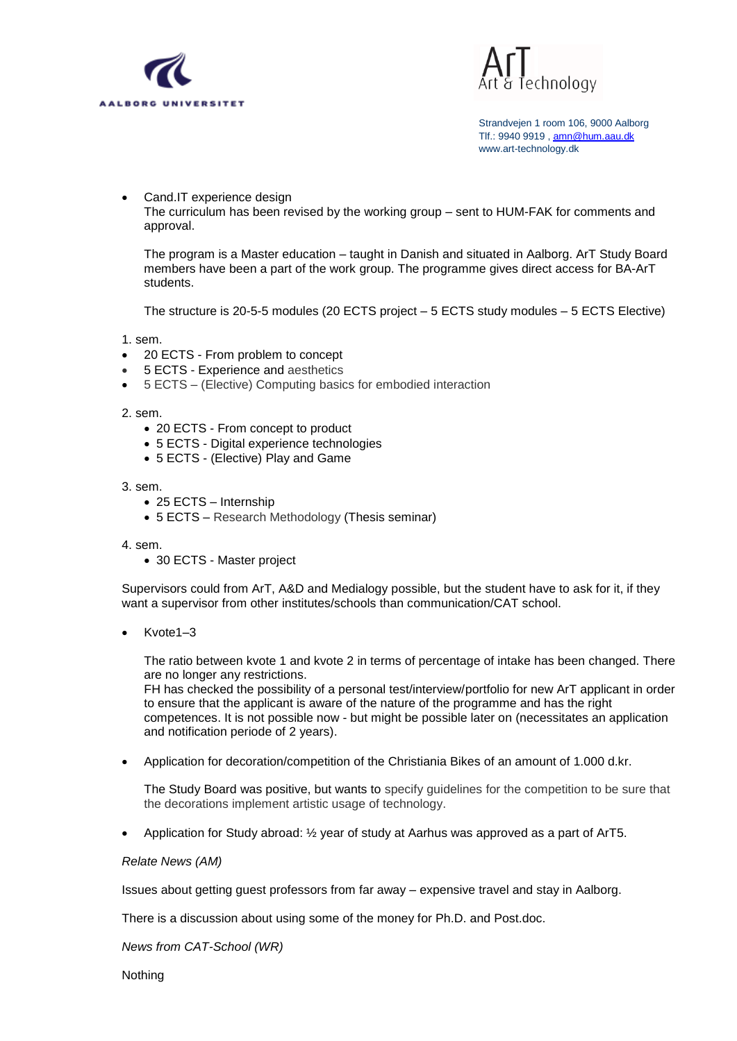- Cand.IT experience design
  The curriculum has been revised by the working group – sent to HUM-FAK for comments and approval.

  The program is a Master education – taught in Danish and situated in Aalborg. ArT Study Board members have been a part of the work group. The programme gives direct access for BA-ArT students.

  The structure is 20-5-5 modules (20 ECTS project – 5 ECTS study modules – 5 ECTS Elective)

1. sem.

- 20 ECTS - From problem to concept
- 5 ECTS - Experience and aesthetics
- 5 ECTS – (Elective) Computing basics for embodied interaction

2. sem.

- 20 ECTS - From concept to product
- 5 ECTS - Digital experience technologies
- 5 ECTS - (Elective) Play and Game

3. sem.

- 25 ECTS – Internship
- 5 ECTS – Research Methodology (Thesis seminar)

4. sem.

- 30 ECTS - Master project

Supervisors could from ArT, A&D and Medialogy possible, but the student have to ask for it, if they want a supervisor from other institutes/schools than communication/CAT school.

- Kvote1–3

  The ratio between kvote 1 and kvote 2 in terms of percentage of intake has been changed. There are no longer any restrictions.
  FH has checked the possibility of a personal test/interview/portfolio for new ArT applicant in order to ensure that the applicant is aware of the nature of the programme and has the right competences. It is not possible now - but might be possible later on (necessitates an application and notification periode of 2 years).

- Application for decoration/competition of the Christiania Bikes of an amount of 1.000 d.kr.

  The Study Board was positive, but wants to specify guidelines for the competition to be sure that the decorations implement artistic usage of technology.

- Application for Study abroad: ½ year of study at Aarhus was approved as a part of ArT5.

*Relate News (AM)*

Issues about getting guest professors from far away – expensive travel and stay in Aalborg.

There is a discussion about using some of the money for Ph.D. and Post.doc.

*News from CAT-School (WR)*

Nothing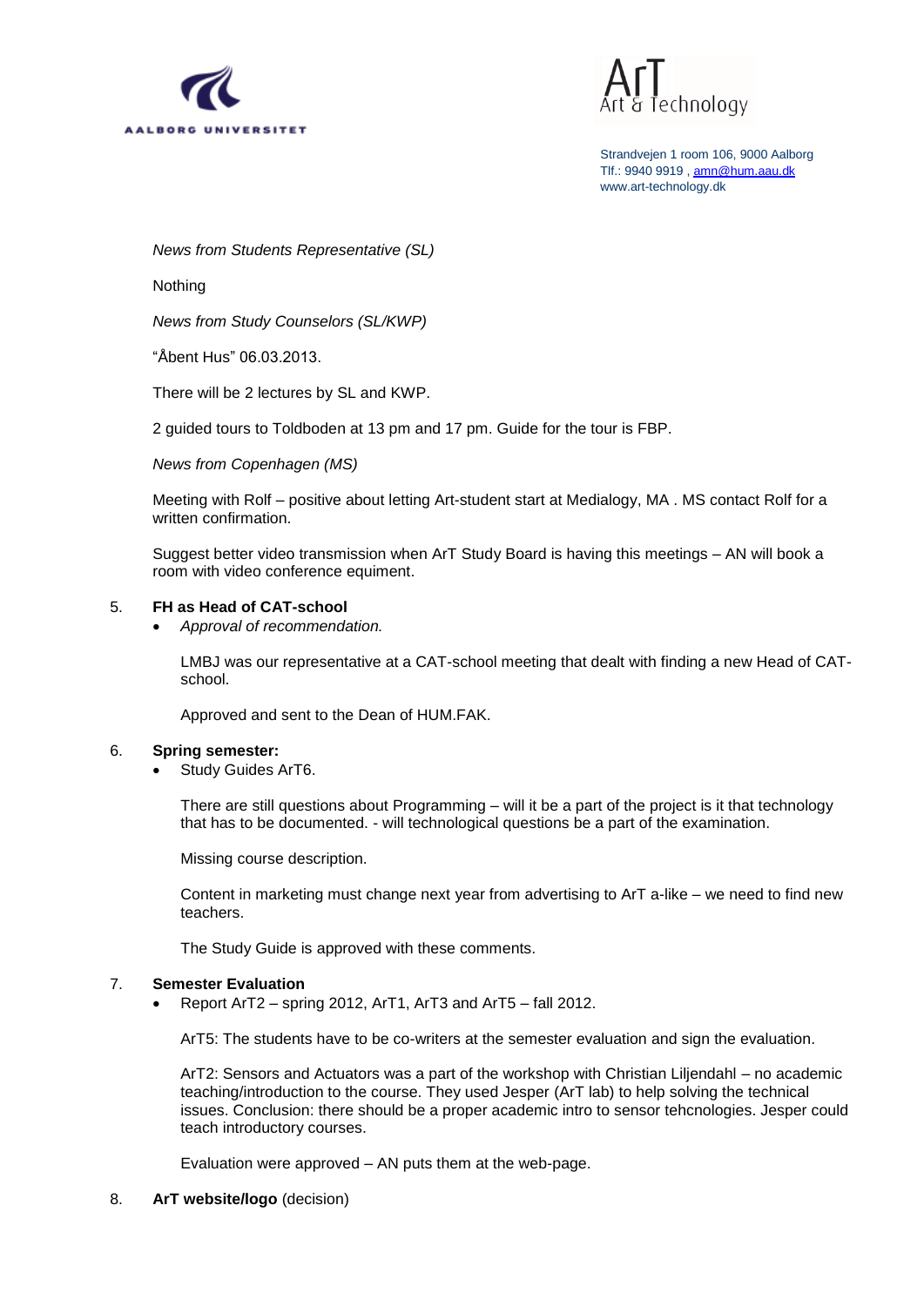Strandvejen 1 room 106, 9000 Aalborg
Tlf.: 9940 9919 , amn@hum.aau.dk
www.art-technology.dk

*News from Students Representative (SL)*

Nothing

*News from Study Counselors (SL/KWP)*

"Åbent Hus" 06.03.2013.

There will be 2 lectures by SL and KWP.

2 guided tours to Toldboden at 13 pm and 17 pm. Guide for the tour is FBP.

*News from Copenhagen (MS)*

Meeting with Rolf – positive about letting Art-student start at Medialogy, MA . MS contact Rolf for a written confirmation.

Suggest better video transmission when ArT Study Board is having this meetings – AN will book a room with video conference equiment.

5. **FH as Head of CAT-school**
   - *Approval of recommendation.*

   LMBJ was our representative at a CAT-school meeting that dealt with finding a new Head of CAT-school.

   Approved and sent to the Dean of HUM.FAK.

6. **Spring semester:**
   - Study Guides ArT6.

   There are still questions about Programming – will it be a part of the project is it that technology that has to be documented. - will technological questions be a part of the examination.

   Missing course description.

   Content in marketing must change next year from advertising to ArT a-like – we need to find new teachers.

   The Study Guide is approved with these comments.

7. **Semester Evaluation**
   - Report ArT2 – spring 2012, ArT1, ArT3 and ArT5 – fall 2012.

   ArT5: The students have to be co-writers at the semester evaluation and sign the evaluation.

   ArT2: Sensors and Actuators was a part of the workshop with Christian Liljendahl – no academic teaching/introduction to the course. They used Jesper (ArT lab) to help solving the technical issues. Conclusion: there should be a proper academic intro to sensor tehcnologies. Jesper could teach introductory courses.

   Evaluation were approved – AN puts them at the web-page.

8. **ArT website/logo** (decision)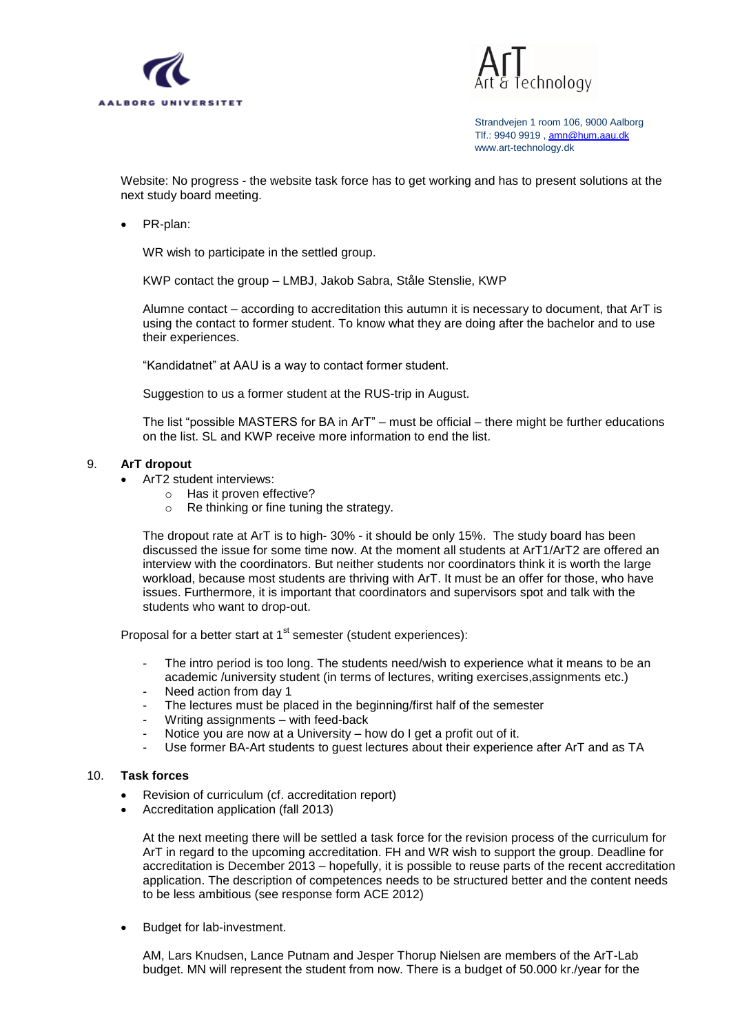Website: No progress - the website task force has to get working and has to present solutions at the next study board meeting.

- PR-plan:

  WR wish to participate in the settled group.

  KWP contact the group – LMBJ, Jakob Sabra, Ståle Stenslie, KWP

  Alumne contact – according to accreditation this autumn it is necessary to document, that ArT is using the contact to former student. To know what they are doing after the bachelor and to use their experiences.

  "Kandidatnet" at AAU is a way to contact former student.

  Suggestion to us a former student at the RUS-trip in August.

  The list "possible MASTERS for BA in ArT" – must be official – there might be further educations on the list. SL and KWP receive more information to end the list.

## 9. ArT dropout

- ArT2 student interviews:
  - Has it proven effective?
  - Re thinking or fine tuning the strategy.

  The dropout rate at ArT is to high- 30% - it should be only 15%. The study board has been discussed the issue for some time now. At the moment all students at ArT1/ArT2 are offered an interview with the coordinators. But neither students nor coordinators think it is worth the large workload, because most students are thriving with ArT. It must be an offer for those, who have issues. Furthermore, it is important that coordinators and supervisors spot and talk with the students who want to drop-out.

Proposal for a better start at 1st semester (student experiences):

- The intro period is too long. The students need/wish to experience what it means to be an academic /university student (in terms of lectures, writing exercises,assignments etc.)
- Need action from day 1
- The lectures must be placed in the beginning/first half of the semester
- Writing assignments – with feed-back
- Notice you are now at a University – how do I get a profit out of it.
- Use former BA-Art students to guest lectures about their experience after ArT and as TA

## 10. Task forces

- Revision of curriculum (cf. accreditation report)
- Accreditation application (fall 2013)

  At the next meeting there will be settled a task force for the revision process of the curriculum for ArT in regard to the upcoming accreditation. FH and WR wish to support the group. Deadline for accreditation is December 2013 – hopefully, it is possible to reuse parts of the recent accreditation application. The description of competences needs to be structured better and the content needs to be less ambitious (see response form ACE 2012)

- Budget for lab-investment.

  AM, Lars Knudsen, Lance Putnam and Jesper Thorup Nielsen are members of the ArT-Lab budget. MN will represent the student from now. There is a budget of 50.000 kr./year for the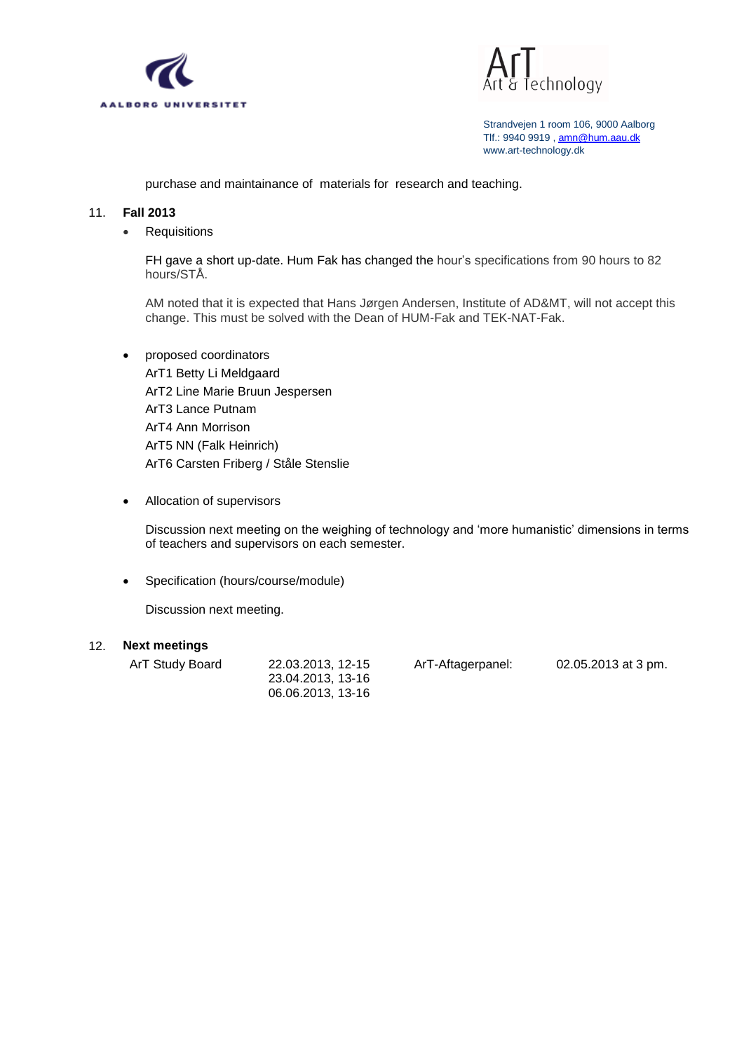purchase and maintainance of materials for research and teaching.

11. **Fall 2013**

- Requisitions

  FH gave a short up-date. Hum Fak has changed the hour's specifications from 90 hours to 82 hours/STÅ.

  AM noted that it is expected that Hans Jørgen Andersen, Institute of AD&MT, will not accept this change. This must be solved with the Dean of HUM-Fak and TEK-NAT-Fak.

- proposed coordinators
  ArT1 Betty Li Meldgaard
  ArT2 Line Marie Bruun Jespersen
  ArT3 Lance Putnam
  ArT4 Ann Morrison
  ArT5 NN (Falk Heinrich)
  ArT6 Carsten Friberg / Ståle Stenslie

- Allocation of supervisors

  Discussion next meeting on the weighing of technology and 'more humanistic' dimensions in terms of teachers and supervisors on each semester.

- Specification (hours/course/module)

  Discussion next meeting.

12. **Next meetings**

| | | | |
|---|---|---|---|
| ArT Study Board | 22.03.2013, 12-15<br>23.04.2013, 13-16<br>06.06.2013, 13-16 | ArT-Aftagerpanel: | 02.05.2013 at 3 pm. |